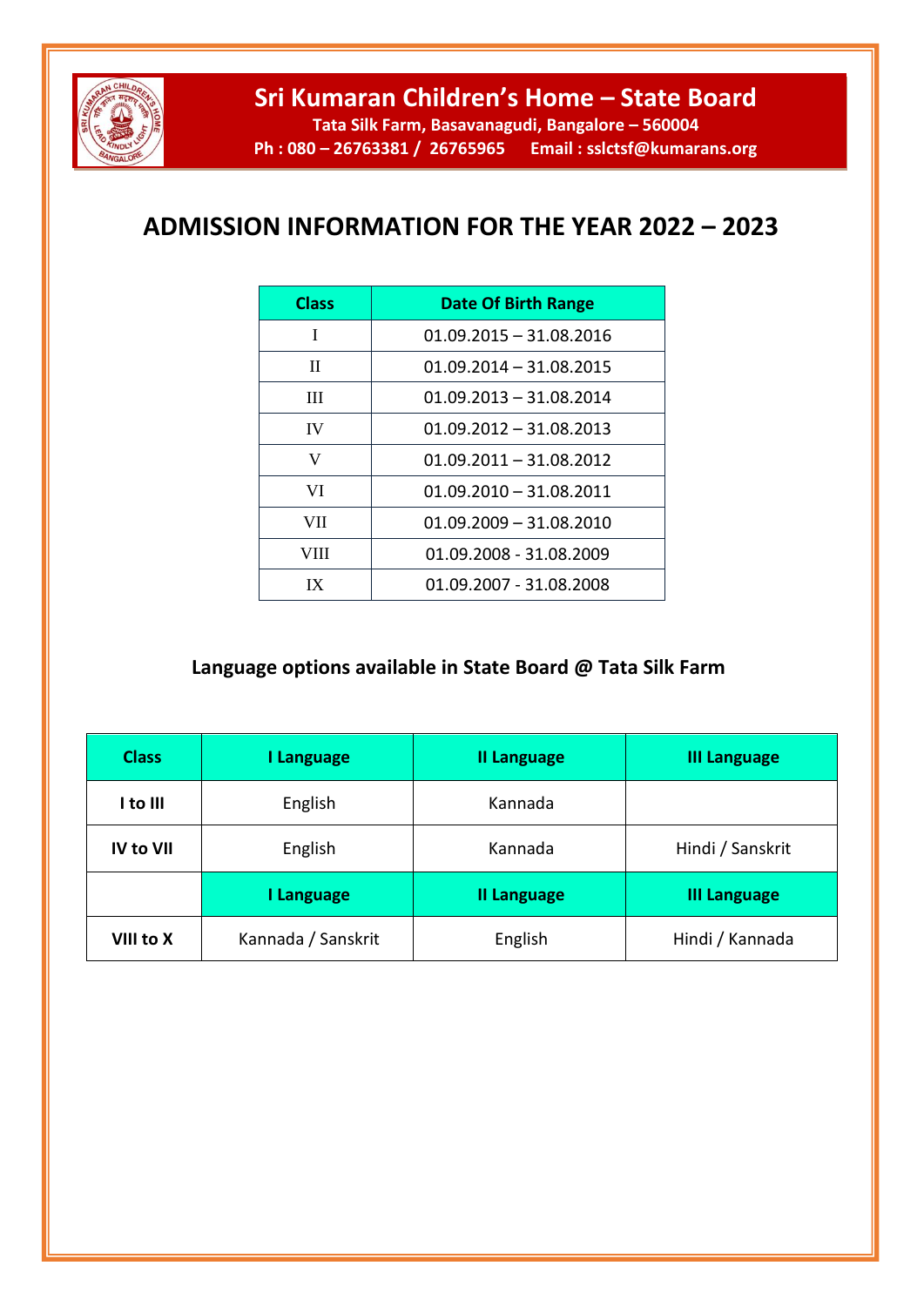# Sri Kumaran Children's Home – State Board

**Tata Silk Farm, Basavanagudi, Bangalore – 560004**

**Ph : 080 – 26763381 / 26765965 Email : sslctsf@kumarans.org**

## ADMISSION INFORMATION FOR THE YEAR 2022 – 2023

| Class | Date Of Birth Range |
|---|---|
| I | 01.09.2015 – 31.08.2016 |
| II | 01.09.2014 – 31.08.2015 |
| III | 01.09.2013 – 31.08.2014 |
| IV | 01.09.2012 – 31.08.2013 |
| V | 01.09.2011 – 31.08.2012 |
| VI | 01.09.2010 – 31.08.2011 |
| VII | 01.09.2009 – 31.08.2010 |
| VIII | 01.09.2008 - 31.08.2009 |
| IX | 01.09.2007 - 31.08.2008 |

### Language options available in State Board @ Tata Silk Farm

| Class | I Language | II Language | III Language |
|---|---|---|---|
| **I to III** | English | Kannada | |
| **IV to VII** | English | Kannada | Hindi / Sanskrit |
| | **I Language** | **II Language** | **III Language** |
| **VIII to X** | Kannada / Sanskrit | English | Hindi / Kannada |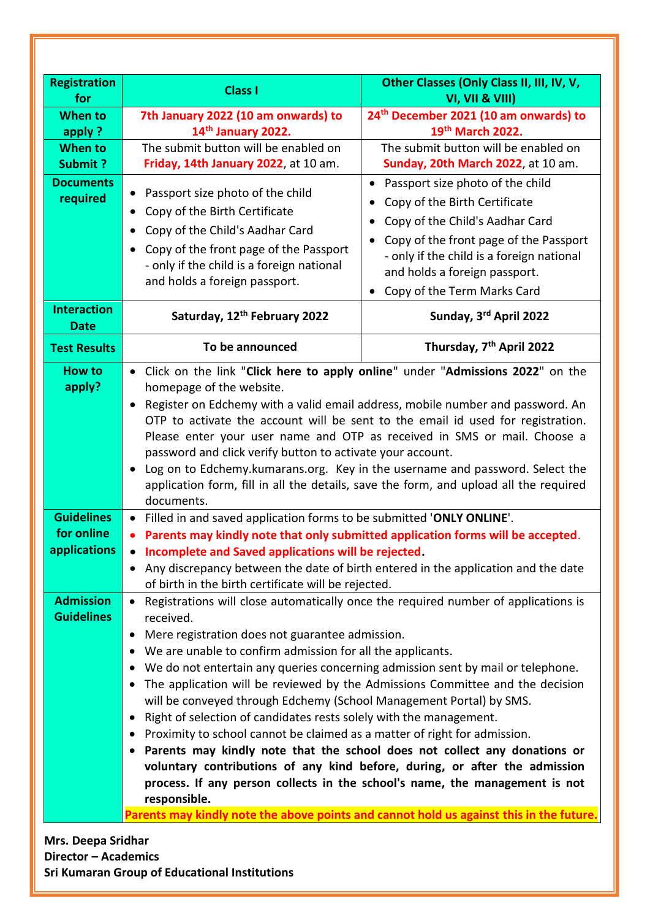| Registration for | Class I | Other Classes (Only Class II, III, IV, V, VI, VII & VIII) |
|---|---|---|
| When to apply ? | 7th January 2022 (10 am onwards) to 14th January 2022. | 24th December 2021 (10 am onwards) to 19th March 2022. |
| When to Submit ? | The submit button will be enabled on **Friday, 14th January 2022**, at 10 am. | The submit button will be enabled on **Sunday, 20th March 2022**, at 10 am. |
| Documents required | • Passport size photo of the child<br>• Copy of the Birth Certificate<br>• Copy of the Child's Aadhar Card<br>• Copy of the front page of the Passport - only if the child is a foreign national and holds a foreign passport. | • Passport size photo of the child<br>• Copy of the Birth Certificate<br>• Copy of the Child's Aadhar Card<br>• Copy of the front page of the Passport - only if the child is a foreign national and holds a foreign passport.<br>• Copy of the Term Marks Card |
| Interaction Date | **Saturday, 12th February 2022** | **Sunday, 3rd April 2022** |
| Test Results | **To be announced** | **Thursday, 7th April 2022** |
| How to apply? | • Click on the link "**Click here to apply online**" under "**Admissions 2022**" on the homepage of the website.<br>• Register on Edchemy with a valid email address, mobile number and password. An OTP to activate the account will be sent to the email id used for registration. Please enter your user name and OTP as received in SMS or mail. Choose a password and click verify button to activate your account.<br>• Log on to Edchemy.kumarans.org. Key in the username and password. Select the application form, fill in all the details, save the form, and upload all the required documents. | |
| Guidelines for online applications | • Filled in and saved application forms to be submitted '**ONLY ONLINE**'.<br>• **Parents may kindly note that only submitted application forms will be accepted**.<br>• **Incomplete and Saved applications will be rejected.**<br>• Any discrepancy between the date of birth entered in the application and the date of birth in the birth certificate will be rejected. | |
| Admission Guidelines | • Registrations will close automatically once the required number of applications is received.<br>• Mere registration does not guarantee admission.<br>• We are unable to confirm admission for all the applicants.<br>• We do not entertain any queries concerning admission sent by mail or telephone.<br>• The application will be reviewed by the Admissions Committee and the decision will be conveyed through Edchemy (School Management Portal) by SMS.<br>• Right of selection of candidates rests solely with the management.<br>• Proximity to school cannot be claimed as a matter of right for admission.<br>• **Parents may kindly note that the school does not collect any donations or voluntary contributions of any kind before, during, or after the admission process. If any person collects in the school's name, the management is not responsible.**<br>**Parents may kindly note the above points and cannot hold us against this in the future.** | |

**Mrs. Deepa Sridhar**
**Director – Academics**
**Sri Kumaran Group of Educational Institutions**